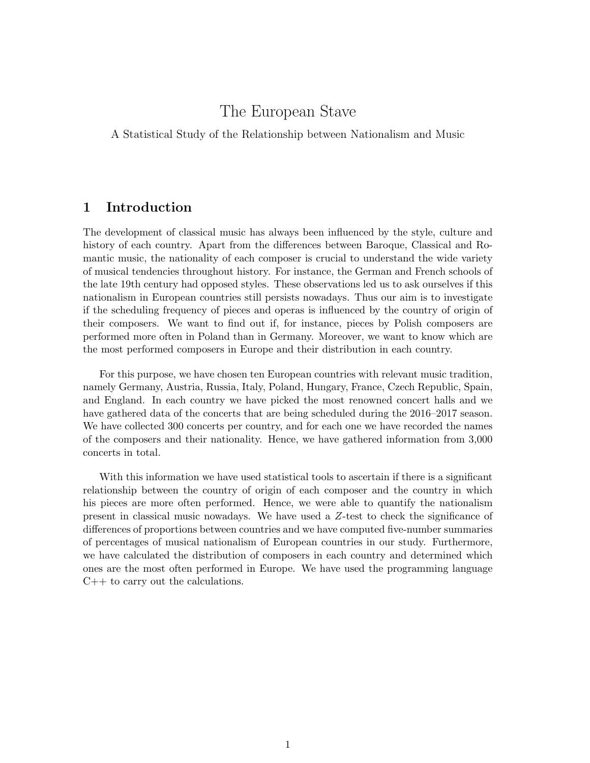# The European Stave

A Statistical Study of the Relationship between Nationalism and Music

## 1 Introduction

The development of classical music has always been influenced by the style, culture and history of each country. Apart from the differences between Baroque, Classical and Romantic music, the nationality of each composer is crucial to understand the wide variety of musical tendencies throughout history. For instance, the German and French schools of the late 19th century had opposed styles. These observations led us to ask ourselves if this nationalism in European countries still persists nowadays. Thus our aim is to investigate if the scheduling frequency of pieces and operas is influenced by the country of origin of their composers. We want to find out if, for instance, pieces by Polish composers are performed more often in Poland than in Germany. Moreover, we want to know which are the most performed composers in Europe and their distribution in each country.

For this purpose, we have chosen ten European countries with relevant music tradition, namely Germany, Austria, Russia, Italy, Poland, Hungary, France, Czech Republic, Spain, and England. In each country we have picked the most renowned concert halls and we have gathered data of the concerts that are being scheduled during the 2016–2017 season. We have collected 300 concerts per country, and for each one we have recorded the names of the composers and their nationality. Hence, we have gathered information from 3,000 concerts in total.

With this information we have used statistical tools to ascertain if there is a significant relationship between the country of origin of each composer and the country in which his pieces are more often performed. Hence, we were able to quantify the nationalism present in classical music nowadays. We have used a $Z$-test to check the significance of differences of proportions between countries and we have computed five-number summaries of percentages of musical nationalism of European countries in our study. Furthermore, we have calculated the distribution of composers in each country and determined which ones are the most often performed in Europe. We have used the programming language C++ to carry out the calculations.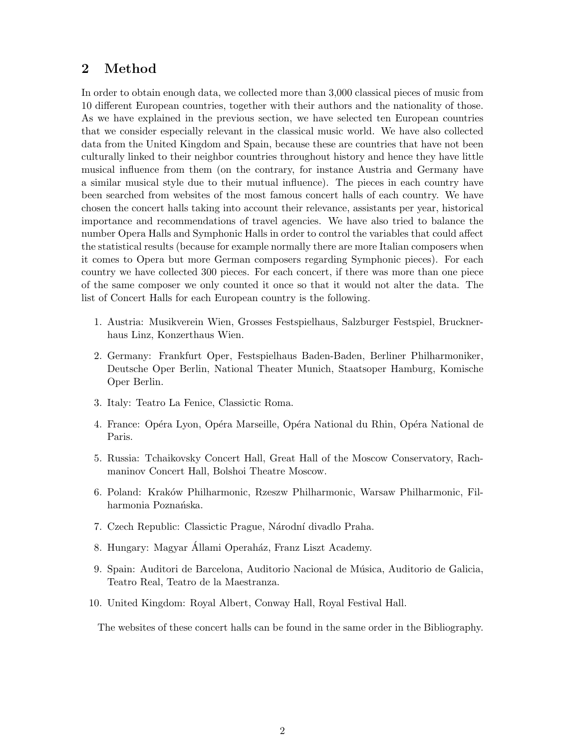## 2 Method

In order to obtain enough data, we collected more than 3,000 classical pieces of music from 10 different European countries, together with their authors and the nationality of those. As we have explained in the previous section, we have selected ten European countries that we consider especially relevant in the classical music world. We have also collected data from the United Kingdom and Spain, because these are countries that have not been culturally linked to their neighbor countries throughout history and hence they have little musical influence from them (on the contrary, for instance Austria and Germany have a similar musical style due to their mutual influence). The pieces in each country have been searched from websites of the most famous concert halls of each country. We have chosen the concert halls taking into account their relevance, assistants per year, historical importance and recommendations of travel agencies. We have also tried to balance the number Opera Halls and Symphonic Halls in order to control the variables that could affect the statistical results (because for example normally there are more Italian composers when it comes to Opera but more German composers regarding Symphonic pieces). For each country we have collected 300 pieces. For each concert, if there was more than one piece of the same composer we only counted it once so that it would not alter the data. The list of Concert Halls for each European country is the following.

1. Austria: Musikverein Wien, Grosses Festspielhaus, Salzburger Festspiel, Brucknerhaus Linz, Konzerthaus Wien.
2. Germany: Frankfurt Oper, Festspielhaus Baden-Baden, Berliner Philharmoniker, Deutsche Oper Berlin, National Theater Munich, Staatsoper Hamburg, Komische Oper Berlin.
3. Italy: Teatro La Fenice, Classictic Roma.
4. France: Opéra Lyon, Opéra Marseille, Opéra National du Rhin, Opéra National de Paris.
5. Russia: Tchaikovsky Concert Hall, Great Hall of the Moscow Conservatory, Rachmaninov Concert Hall, Bolshoi Theatre Moscow.
6. Poland: Kraków Philharmonic, Rzeszw Philharmonic, Warsaw Philharmonic, Filharmonia Poznańska.
7. Czech Republic: Classictic Prague, Národní divadlo Praha.
8. Hungary: Magyar Állami Operaház, Franz Liszt Academy.
9. Spain: Auditori de Barcelona, Auditorio Nacional de Música, Auditorio de Galicia, Teatro Real, Teatro de la Maestranza.
10. United Kingdom: Royal Albert, Conway Hall, Royal Festival Hall.

The websites of these concert halls can be found in the same order in the Bibliography.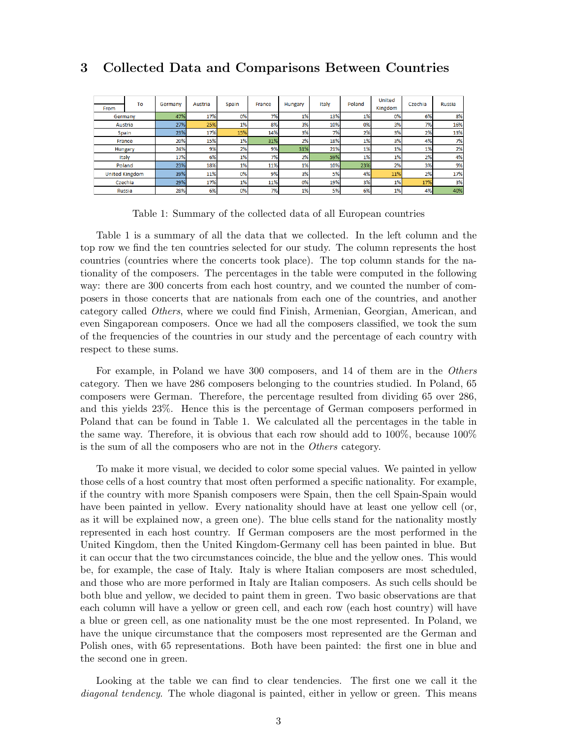## 3 Collected Data and Comparisons Between Countries

| From \ To | Germany | Austria | Spain | France | Hungary | Italy | Poland | United Kingdom | Czechia | Russia |
|---|---|---|---|---|---|---|---|---|---|---|
| Germany | 47% | 17% | 0% | 7% | 1% | 13% | 1% | 0% | 6% | 8% |
| Austria | 27% | 25% | 1% | 8% | 3% | 10% | 0% | 3% | 7% | 16% |
| Spain | 23% | 17% | 15% | 14% | 3% | 7% | 2% | 3% | 2% | 13% |
| France | 20% | 15% | 1% | 31% | 2% | 18% | 1% | 3% | 4% | 7% |
| Hungary | 24% | 9% | 2% | 9% | 31% | 21% | 1% | 1% | 1% | 2% |
| Italy | 17% | 6% | 1% | 7% | 2% | 59% | 1% | 1% | 2% | 4% |
| Poland | 23% | 18% | 1% | 11% | 1% | 10% | 23% | 2% | 3% | 9% |
| United Kingdom | 39% | 11% | 0% | 9% | 3% | 5% | 4% | 11% | 2% | 17% |
| Czechia | 29% | 17% | 1% | 11% | 0% | 19% | 3% | 1% | 17% | 3% |
| Russia | 28% | 6% | 0% | 7% | 1% | 5% | 6% | 1% | 4% | 40% |

Table 1: Summary of the collected data of all European countries

Table 1 is a summary of all the data that we collected. In the left column and the top row we find the ten countries selected for our study. The column represents the host countries (countries where the concerts took place). The top column stands for the nationality of the composers. The percentages in the table were computed in the following way: there are 300 concerts from each host country, and we counted the number of composers in those concerts that are nationals from each one of the countries, and another category called *Others*, where we could find Finish, Armenian, Georgian, American, and even Singaporean composers. Once we had all the composers classified, we took the sum of the frequencies of the countries in our study and the percentage of each country with respect to these sums.

For example, in Poland we have 300 composers, and 14 of them are in the *Others* category. Then we have 286 composers belonging to the countries studied. In Poland, 65 composers were German. Therefore, the percentage resulted from dividing 65 over 286, and this yields 23%. Hence this is the percentage of German composers performed in Poland that can be found in Table 1. We calculated all the percentages in the table in the same way. Therefore, it is obvious that each row should add to 100%, because 100% is the sum of all the composers who are not in the *Others* category.

To make it more visual, we decided to color some special values. We painted in yellow those cells of a host country that most often performed a specific nationality. For example, if the country with more Spanish composers were Spain, then the cell Spain-Spain would have been painted in yellow. Every nationality should have at least one yellow cell (or, as it will be explained now, a green one). The blue cells stand for the nationality mostly represented in each host country. If German composers are the most performed in the United Kingdom, then the United Kingdom-Germany cell has been painted in blue. But it can occur that the two circumstances coincide, the blue and the yellow ones. This would be, for example, the case of Italy. Italy is where Italian composers are most scheduled, and those who are more performed in Italy are Italian composers. As such cells should be both blue and yellow, we decided to paint them in green. Two basic observations are that each column will have a yellow or green cell, and each row (each host country) will have a blue or green cell, as one nationality must be the one most represented. In Poland, we have the unique circumstance that the composers most represented are the German and Polish ones, with 65 representations. Both have been painted: the first one in blue and the second one in green.

Looking at the table we can find to clear tendencies. The first one we call it the *diagonal tendency*. The whole diagonal is painted, either in yellow or green. This means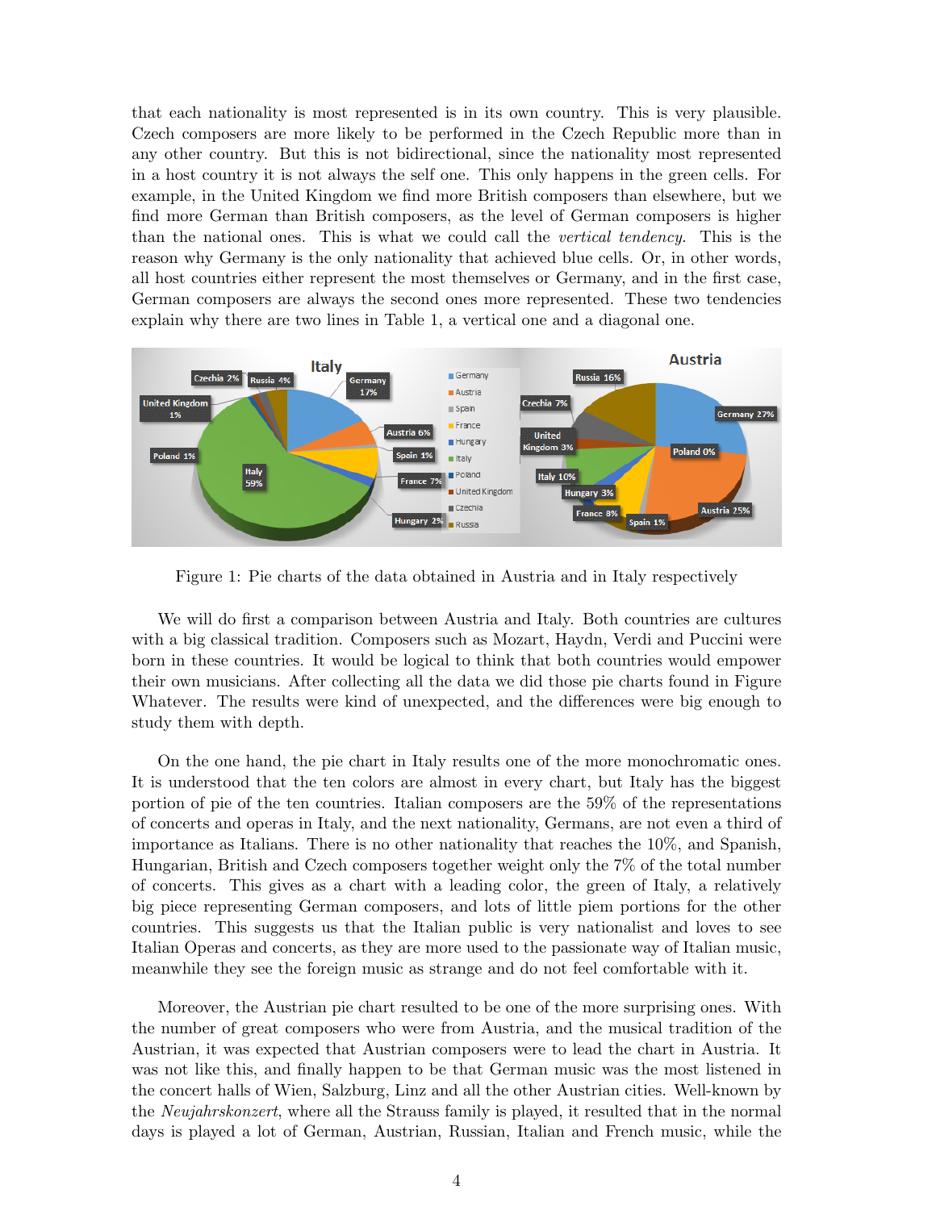that each nationality is most represented is in its own country. This is very plausible. Czech composers are more likely to be performed in the Czech Republic more than in any other country. But this is not bidirectional, since the nationality most represented in a host country it is not always the self one. This only happens in the green cells. For example, in the United Kingdom we find more British composers than elsewhere, but we find more German than British composers, as the level of German composers is higher than the national ones. This is what we could call the *vertical tendency*. This is the reason why Germany is the only nationality that achieved blue cells. Or, in other words, all host countries either represent the most themselves or Germany, and in the first case, German composers are always the second ones more represented. These two tendencies explain why there are two lines in Table 1, a vertical one and a diagonal one.

Figure 1: Pie charts of the data obtained in Austria and in Italy respectively

We will do first a comparison between Austria and Italy. Both countries are cultures with a big classical tradition. Composers such as Mozart, Haydn, Verdi and Puccini were born in these countries. It would be logical to think that both countries would empower their own musicians. After collecting all the data we did those pie charts found in Figure Whatever. The results were kind of unexpected, and the differences were big enough to study them with depth.

On the one hand, the pie chart in Italy results one of the more monochromatic ones. It is understood that the ten colors are almost in every chart, but Italy has the biggest portion of pie of the ten countries. Italian composers are the 59% of the representations of concerts and operas in Italy, and the next nationality, Germans, are not even a third of importance as Italians. There is no other nationality that reaches the 10%, and Spanish, Hungarian, British and Czech composers together weight only the 7% of the total number of concerts. This gives as a chart with a leading color, the green of Italy, a relatively big piece representing German composers, and lots of little piem portions for the other countries. This suggests us that the Italian public is very nationalist and loves to see Italian Operas and concerts, as they are more used to the passionate way of Italian music, meanwhile they see the foreign music as strange and do not feel comfortable with it.

Moreover, the Austrian pie chart resulted to be one of the more surprising ones. With the number of great composers who were from Austria, and the musical tradition of the Austrian, it was expected that Austrian composers were to lead the chart in Austria. It was not like this, and finally happen to be that German music was the most listened in the concert halls of Wien, Salzburg, Linz and all the other Austrian cities. Well-known by the *Neujahrskonzert*, where all the Strauss family is played, it resulted that in the normal days is played a lot of German, Austrian, Russian, Italian and French music, while the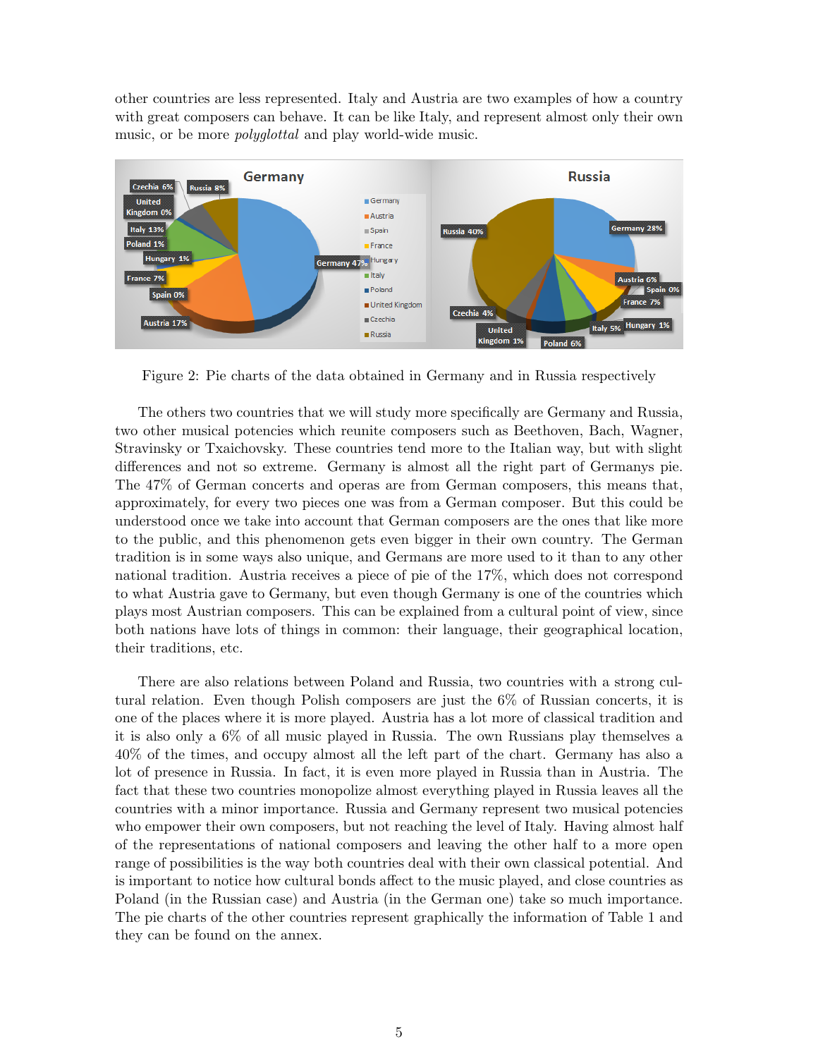other countries are less represented. Italy and Austria are two examples of how a country with great composers can behave. It can be like Italy, and represent almost only their own music, or be more *polyglottal* and play world-wide music.

Figure 2: Pie charts of the data obtained in Germany and in Russia respectively

The others two countries that we will study more specifically are Germany and Russia, two other musical potencies which reunite composers such as Beethoven, Bach, Wagner, Stravinsky or Txaichovsky. These countries tend more to the Italian way, but with slight differences and not so extreme. Germany is almost all the right part of Germanys pie. The 47% of German concerts and operas are from German composers, this means that, approximately, for every two pieces one was from a German composer. But this could be understood once we take into account that German composers are the ones that like more to the public, and this phenomenon gets even bigger in their own country. The German tradition is in some ways also unique, and Germans are more used to it than to any other national tradition. Austria receives a piece of pie of the 17%, which does not correspond to what Austria gave to Germany, but even though Germany is one of the countries which plays most Austrian composers. This can be explained from a cultural point of view, since both nations have lots of things in common: their language, their geographical location, their traditions, etc.

There are also relations between Poland and Russia, two countries with a strong cultural relation. Even though Polish composers are just the 6% of Russian concerts, it is one of the places where it is more played. Austria has a lot more of classical tradition and it is also only a 6% of all music played in Russia. The own Russians play themselves a 40% of the times, and occupy almost all the left part of the chart. Germany has also a lot of presence in Russia. In fact, it is even more played in Russia than in Austria. The fact that these two countries monopolize almost everything played in Russia leaves all the countries with a minor importance. Russia and Germany represent two musical potencies who empower their own composers, but not reaching the level of Italy. Having almost half of the representations of national composers and leaving the other half to a more open range of possibilities is the way both countries deal with their own classical potential. And is important to notice how cultural bonds affect to the music played, and close countries as Poland (in the Russian case) and Austria (in the German one) take so much importance. The pie charts of the other countries represent graphically the information of Table 1 and they can be found on the annex.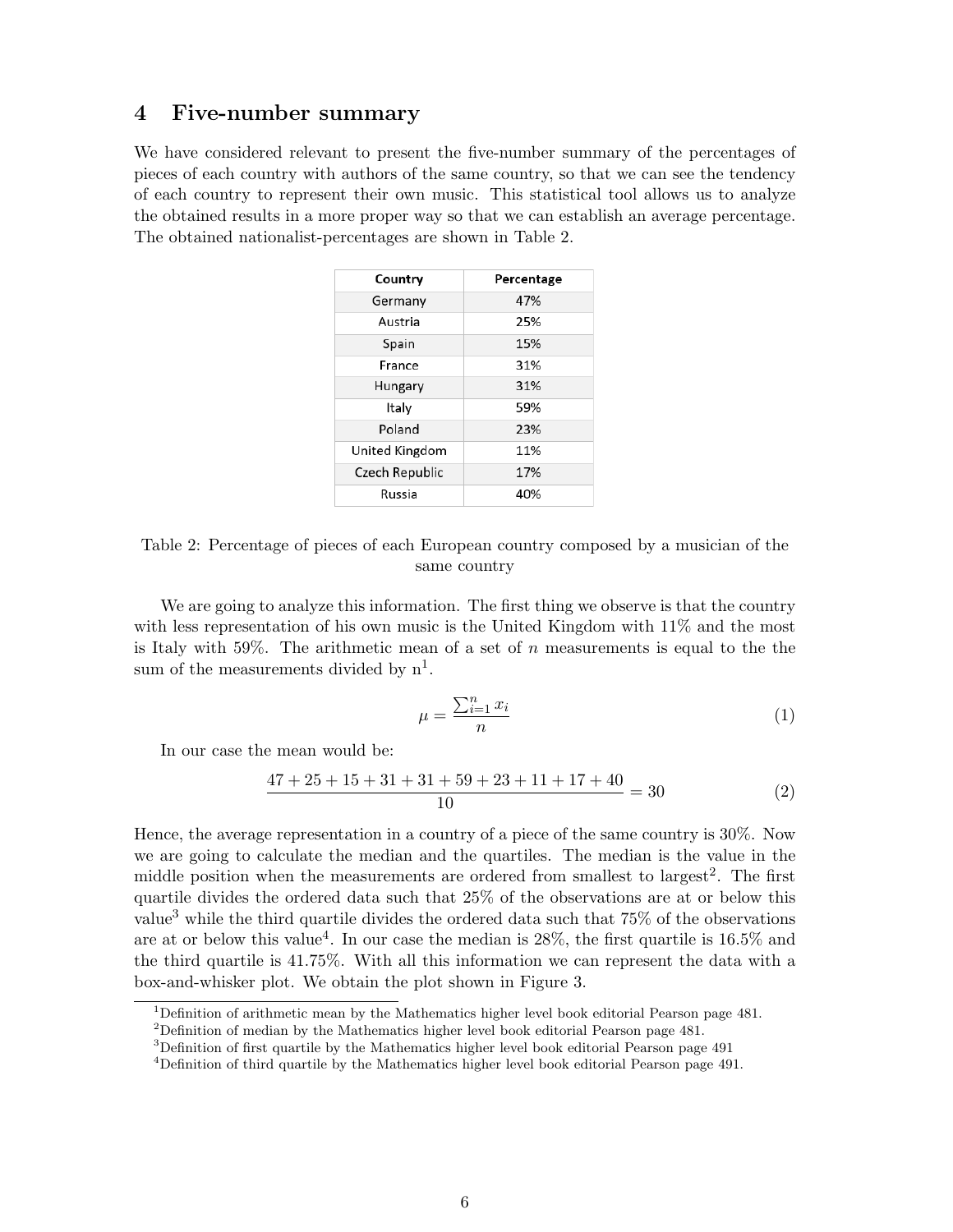## 4 Five-number summary

We have considered relevant to present the five-number summary of the percentages of pieces of each country with authors of the same country, so that we can see the tendency of each country to represent their own music. This statistical tool allows us to analyze the obtained results in a more proper way so that we can establish an average percentage. The obtained nationalist-percentages are shown in Table 2.

| Country | Percentage |
|---|---|
| Germany | 47% |
| Austria | 25% |
| Spain | 15% |
| France | 31% |
| Hungary | 31% |
| Italy | 59% |
| Poland | 23% |
| United Kingdom | 11% |
| Czech Republic | 17% |
| Russia | 40% |

Table 2: Percentage of pieces of each European country composed by a musician of the same country

We are going to analyze this information. The first thing we observe is that the country with less representation of his own music is the United Kingdom with 11% and the most is Italy with 59%. The arithmetic mean of a set of $n$ measurements is equal to the the sum of the measurements divided by n[1].

$$\mu = \frac{\sum_{i=1}^{n} x_i}{n} \tag{1}$$

In our case the mean would be:

$$\frac{47 + 25 + 15 + 31 + 31 + 59 + 23 + 11 + 17 + 40}{10} = 30 \tag{2}$$

Hence, the average representation in a country of a piece of the same country is 30%. Now we are going to calculate the median and the quartiles. The median is the value in the middle position when the measurements are ordered from smallest to largest[2]. The first quartile divides the ordered data such that 25% of the observations are at or below this value[3] while the third quartile divides the ordered data such that 75% of the observations are at or below this value[4]. In our case the median is 28%, the first quartile is 16.5% and the third quartile is 41.75%. With all this information we can represent the data with a box-and-whisker plot. We obtain the plot shown in Figure 3.

[1] Definition of arithmetic mean by the Mathematics higher level book editorial Pearson page 481.

[2] Definition of median by the Mathematics higher level book editorial Pearson page 481.

[3] Definition of first quartile by the Mathematics higher level book editorial Pearson page 491

[4] Definition of third quartile by the Mathematics higher level book editorial Pearson page 491.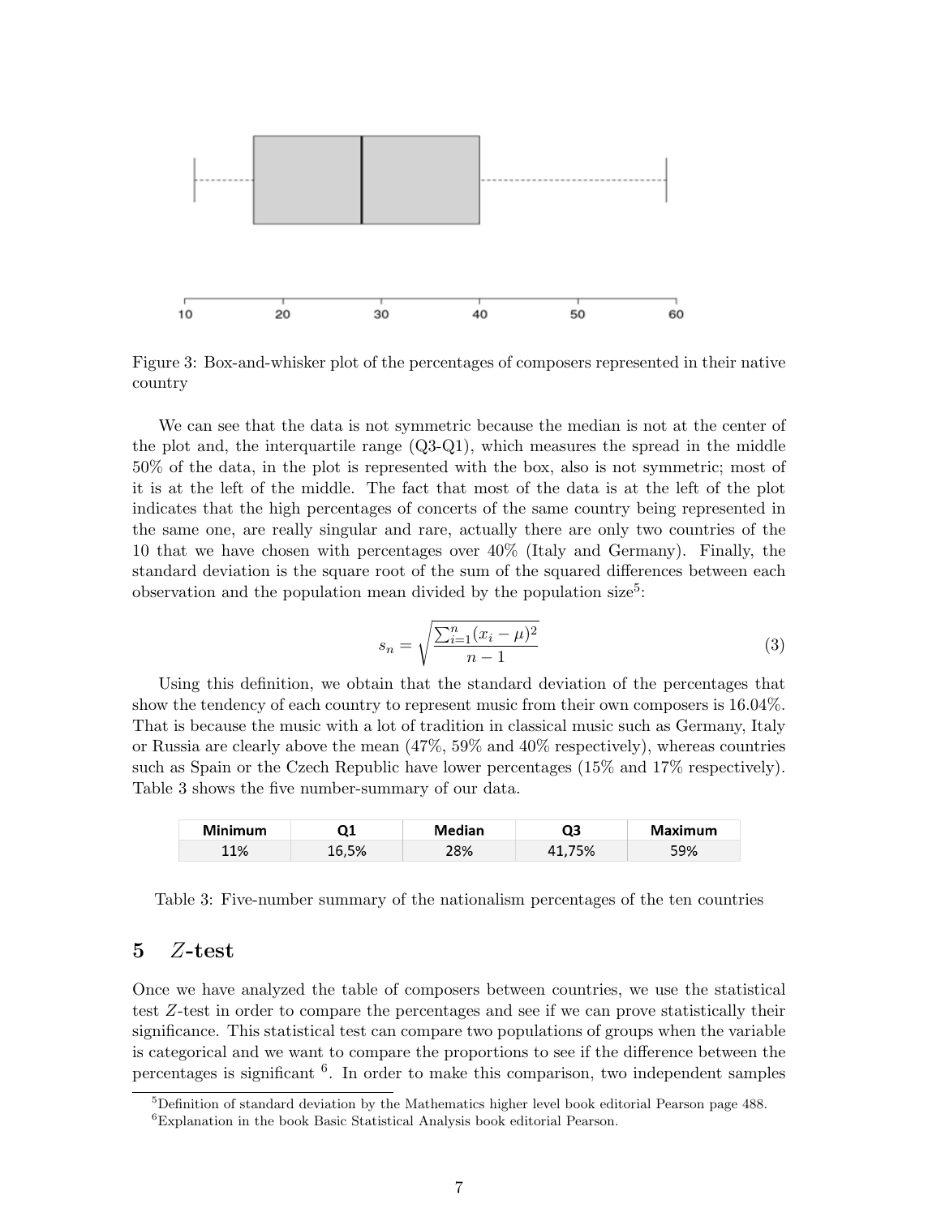Figure 3: Box-and-whisker plot of the percentages of composers represented in their native country

We can see that the data is not symmetric because the median is not at the center of the plot and, the interquartile range (Q3-Q1), which measures the spread in the middle 50% of the data, in the plot is represented with the box, also is not symmetric; most of it is at the left of the middle. The fact that most of the data is at the left of the plot indicates that the high percentages of concerts of the same country being represented in the same one, are really singular and rare, actually there are only two countries of the 10 that we have chosen with percentages over 40% (Italy and Germany). Finally, the standard deviation is the square root of the sum of the squared differences between each observation and the population mean divided by the population size[5]:

$$s_n = \sqrt{\frac{\sum_{i=1}^{n}(x_i - \mu)^2}{n-1}} \tag{3}$$

Using this definition, we obtain that the standard deviation of the percentages that show the tendency of each country to represent music from their own composers is 16.04%. That is because the music with a lot of tradition in classical music such as Germany, Italy or Russia are clearly above the mean (47%, 59% and 40% respectively), whereas countries such as Spain or the Czech Republic have lower percentages (15% and 17% respectively). Table 3 shows the five number-summary of our data.

| Minimum | Q1 | Median | Q3 | Maximum |
|---|---|---|---|---|
| 11% | 16,5% | 28% | 41,75% | 59% |

Table 3: Five-number summary of the nationalism percentages of the ten countries

## 5 *Z*-test

Once we have analyzed the table of composers between countries, we use the statistical test $Z$-test in order to compare the percentages and see if we can prove statistically their significance. This statistical test can compare two populations of groups when the variable is categorical and we want to compare the proportions to see if the difference between the percentages is significant [6]. In order to make this comparison, two independent samples

[5] Definition of standard deviation by the Mathematics higher level book editorial Pearson page 488.

[6] Explanation in the book Basic Statistical Analysis book editorial Pearson.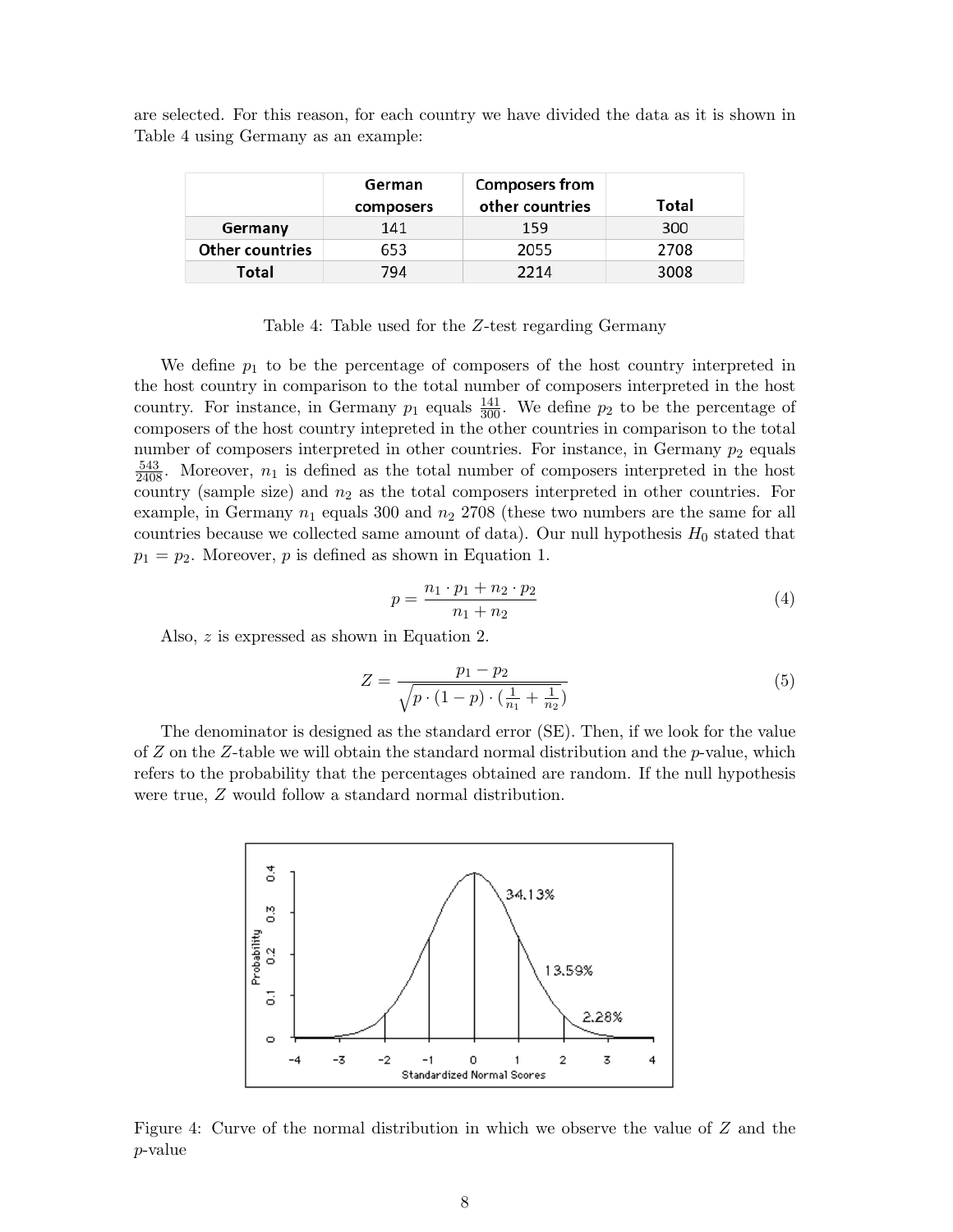are selected. For this reason, for each country we have divided the data as it is shown in Table 4 using Germany as an example:

| | German composers | Composers from other countries | Total |
|---|---|---|---|
| **Germany** | 141 | 159 | 300 |
| **Other countries** | 653 | 2055 | 2708 |
| **Total** | 794 | 2214 | 3008 |

Table 4: Table used for the $Z$-test regarding Germany

We define $p_1$ to be the percentage of composers of the host country interpreted in the host country in comparison to the total number of composers interpreted in the host country. For instance, in Germany $p_1$ equals $\frac{141}{300}$. We define $p_2$ to be the percentage of composers of the host country intepreted in the other countries in comparison to the total number of composers interpreted in other countries. For instance, in Germany $p_2$ equals $\frac{543}{2408}$. Moreover, $n_1$ is defined as the total number of composers interpreted in the host country (sample size) and $n_2$ as the total composers interpreted in other countries. For example, in Germany $n_1$ equals 300 and $n_2$ 2708 (these two numbers are the same for all countries because we collected same amount of data). Our null hypothesis $H_0$ stated that $p_1 = p_2$. Moreover, $p$ is defined as shown in Equation 1.

$$p = \frac{n_1 \cdot p_1 + n_2 \cdot p_2}{n_1 + n_2} \tag{4}$$

Also, $z$ is expressed as shown in Equation 2.

$$Z = \frac{p_1 - p_2}{\sqrt{p \cdot (1 - p) \cdot (\frac{1}{n_1} + \frac{1}{n_2})}} \tag{5}$$

The denominator is designed as the standard error (SE). Then, if we look for the value of $Z$ on the $Z$-table we will obtain the standard normal distribution and the $p$-value, which refers to the probability that the percentages obtained are random. If the null hypothesis were true, $Z$ would follow a standard normal distribution.

Figure 4: Curve of the normal distribution in which we observe the value of $Z$ and the $p$-value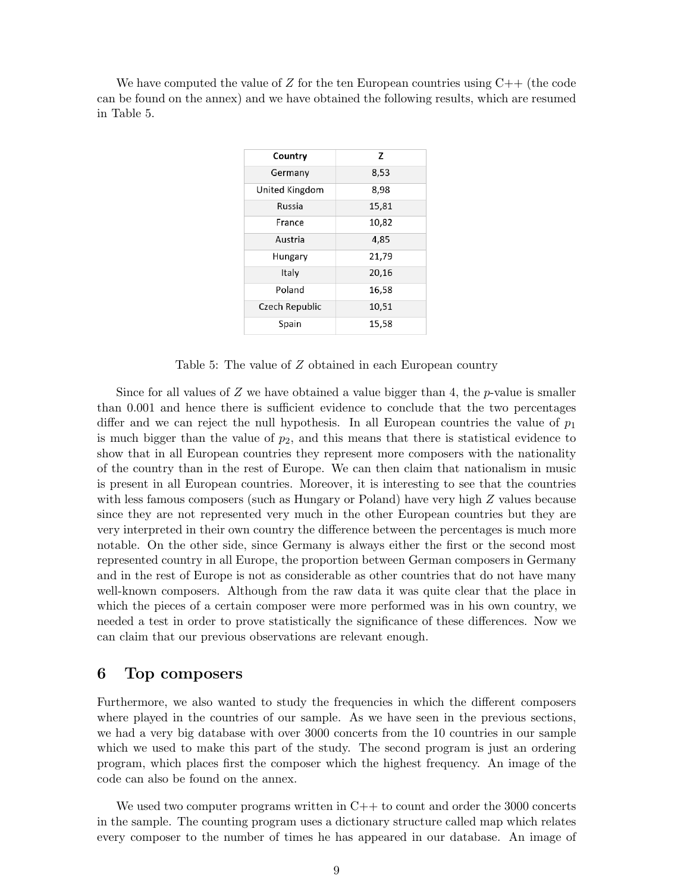We have computed the value of $Z$ for the ten European countries using C++ (the code can be found on the annex) and we have obtained the following results, which are resumed in Table 5.

| Country | Z |
| --- | --- |
| Germany | 8,53 |
| United Kingdom | 8,98 |
| Russia | 15,81 |
| France | 10,82 |
| Austria | 4,85 |
| Hungary | 21,79 |
| Italy | 20,16 |
| Poland | 16,58 |
| Czech Republic | 10,51 |
| Spain | 15,58 |

Table 5: The value of $Z$ obtained in each European country

Since for all values of $Z$ we have obtained a value bigger than 4, the $p$-value is smaller than 0.001 and hence there is sufficient evidence to conclude that the two percentages differ and we can reject the null hypothesis. In all European countries the value of $p_1$ is much bigger than the value of $p_2$, and this means that there is statistical evidence to show that in all European countries they represent more composers with the nationality of the country than in the rest of Europe. We can then claim that nationalism in music is present in all European countries. Moreover, it is interesting to see that the countries with less famous composers (such as Hungary or Poland) have very high $Z$ values because since they are not represented very much in the other European countries but they are very interpreted in their own country the difference between the percentages is much more notable. On the other side, since Germany is always either the first or the second most represented country in all Europe, the proportion between German composers in Germany and in the rest of Europe is not as considerable as other countries that do not have many well-known composers. Although from the raw data it was quite clear that the place in which the pieces of a certain composer were more performed was in his own country, we needed a test in order to prove statistically the significance of these differences. Now we can claim that our previous observations are relevant enough.

## 6 Top composers

Furthermore, we also wanted to study the frequencies in which the different composers where played in the countries of our sample. As we have seen in the previous sections, we had a very big database with over 3000 concerts from the 10 countries in our sample which we used to make this part of the study. The second program is just an ordering program, which places first the composer which the highest frequency. An image of the code can also be found on the annex.

We used two computer programs written in C++ to count and order the 3000 concerts in the sample. The counting program uses a dictionary structure called map which relates every composer to the number of times he has appeared in our database. An image of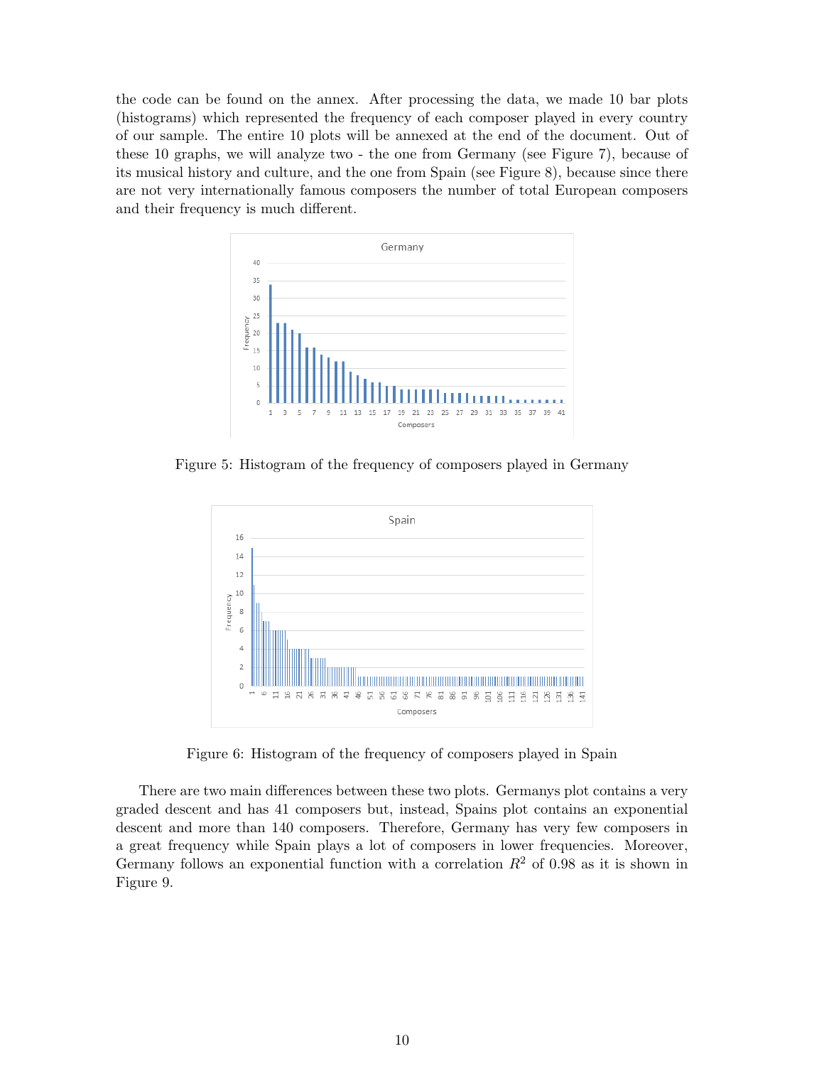the code can be found on the annex. After processing the data, we made 10 bar plots (histograms) which represented the frequency of each composer played in every country of our sample. The entire 10 plots will be annexed at the end of the document. Out of these 10 graphs, we will analyze two - the one from Germany (see Figure 7), because of its musical history and culture, and the one from Spain (see Figure 8), because since there are not very internationally famous composers the number of total European composers and their frequency is much different.

Figure 5: Histogram of the frequency of composers played in Germany

Figure 6: Histogram of the frequency of composers played in Spain

There are two main differences between these two plots. Germanys plot contains a very graded descent and has 41 composers but, instead, Spains plot contains an exponential descent and more than 140 composers. Therefore, Germany has very few composers in a great frequency while Spain plays a lot of composers in lower frequencies. Moreover, Germany follows an exponential function with a correlation $R^2$ of 0.98 as it is shown in Figure 9.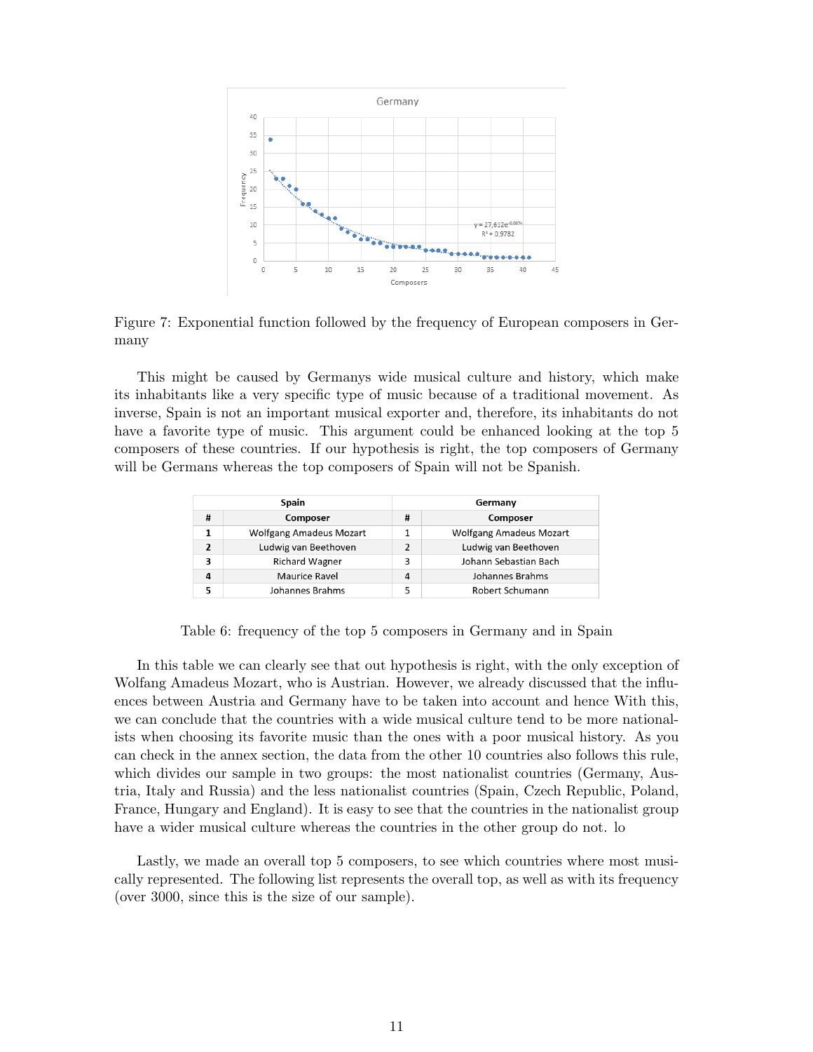Figure 7: Exponential function followed by the frequency of European composers in Germany

This might be caused by Germanys wide musical culture and history, which make its inhabitants like a very specific type of music because of a traditional movement. As inverse, Spain is not an important musical exporter and, therefore, its inhabitants do not have a favorite type of music. This argument could be enhanced looking at the top 5 composers of these countries. If our hypothesis is right, the top composers of Germany will be Germans whereas the top composers of Spain will not be Spanish.

| Spain | | Germany | |
|---|---|---|---|
| **#** | **Composer** | **#** | **Composer** |
| **1** | Wolfgang Amadeus Mozart | 1 | Wolfgang Amadeus Mozart |
| **2** | Ludwig van Beethoven | 2 | Ludwig van Beethoven |
| **3** | Richard Wagner | 3 | Johann Sebastian Bach |
| **4** | Maurice Ravel | 4 | Johannes Brahms |
| **5** | Johannes Brahms | 5 | Robert Schumann |

Table 6: frequency of the top 5 composers in Germany and in Spain

In this table we can clearly see that out hypothesis is right, with the only exception of Wolfang Amadeus Mozart, who is Austrian. However, we already discussed that the influences between Austria and Germany have to be taken into account and hence With this, we can conclude that the countries with a wide musical culture tend to be more nationalists when choosing its favorite music than the ones with a poor musical history. As you can check in the annex section, the data from the other 10 countries also follows this rule, which divides our sample in two groups: the most nationalist countries (Germany, Austria, Italy and Russia) and the less nationalist countries (Spain, Czech Republic, Poland, France, Hungary and England). It is easy to see that the countries in the nationalist group have a wider musical culture whereas the countries in the other group do not. lo

Lastly, we made an overall top 5 composers, to see which countries where most musically represented. The following list represents the overall top, as well as with its frequency (over 3000, since this is the size of our sample).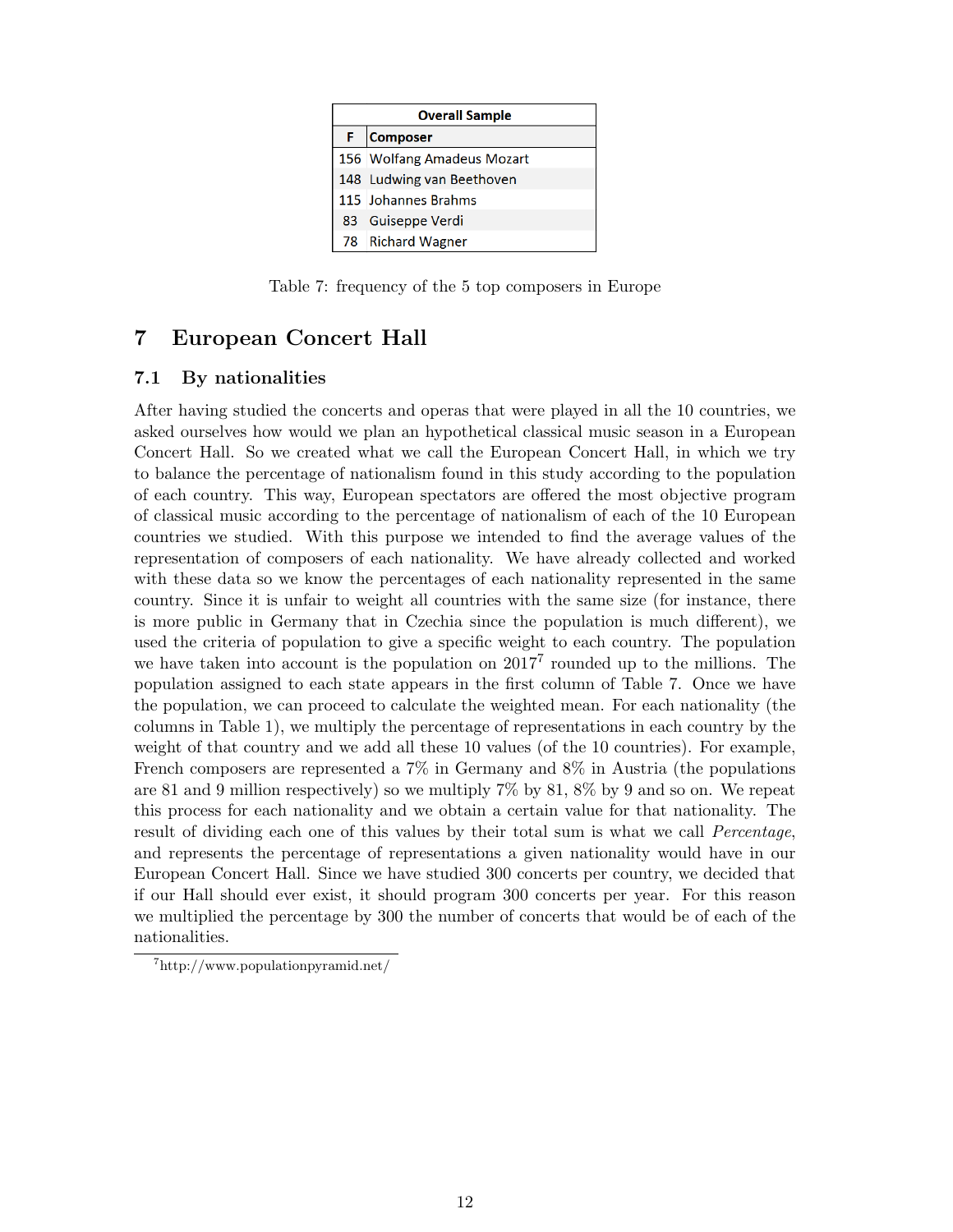| Overall Sample | |
|---|---|
| F | Composer |
| 156 | Wolfang Amadeus Mozart |
| 148 | Ludwing van Beethoven |
| 115 | Johannes Brahms |
| 83 | Guiseppe Verdi |
| 78 | Richard Wagner |

Table 7: frequency of the 5 top composers in Europe

## 7 European Concert Hall

### 7.1 By nationalities

After having studied the concerts and operas that were played in all the 10 countries, we asked ourselves how would we plan an hypothetical classical music season in a European Concert Hall. So we created what we call the European Concert Hall, in which we try to balance the percentage of nationalism found in this study according to the population of each country. This way, European spectators are offered the most objective program of classical music according to the percentage of nationalism of each of the 10 European countries we studied. With this purpose we intended to find the average values of the representation of composers of each nationality. We have already collected and worked with these data so we know the percentages of each nationality represented in the same country. Since it is unfair to weight all countries with the same size (for instance, there is more public in Germany that in Czechia since the population is much different), we used the criteria of population to give a specific weight to each country. The population we have taken into account is the population on 2017[7] rounded up to the millions. The population assigned to each state appears in the first column of Table 7. Once we have the population, we can proceed to calculate the weighted mean. For each nationality (the columns in Table 1), we multiply the percentage of representations in each country by the weight of that country and we add all these 10 values (of the 10 countries). For example, French composers are represented a 7% in Germany and 8% in Austria (the populations are 81 and 9 million respectively) so we multiply 7% by 81, 8% by 9 and so on. We repeat this process for each nationality and we obtain a certain value for that nationality. The result of dividing each one of this values by their total sum is what we call *Percentage*, and represents the percentage of representations a given nationality would have in our European Concert Hall. Since we have studied 300 concerts per country, we decided that if our Hall should ever exist, it should program 300 concerts per year. For this reason we multiplied the percentage by 300 the number of concerts that would be of each of the nationalities.

[7] http://www.populationpyramid.net/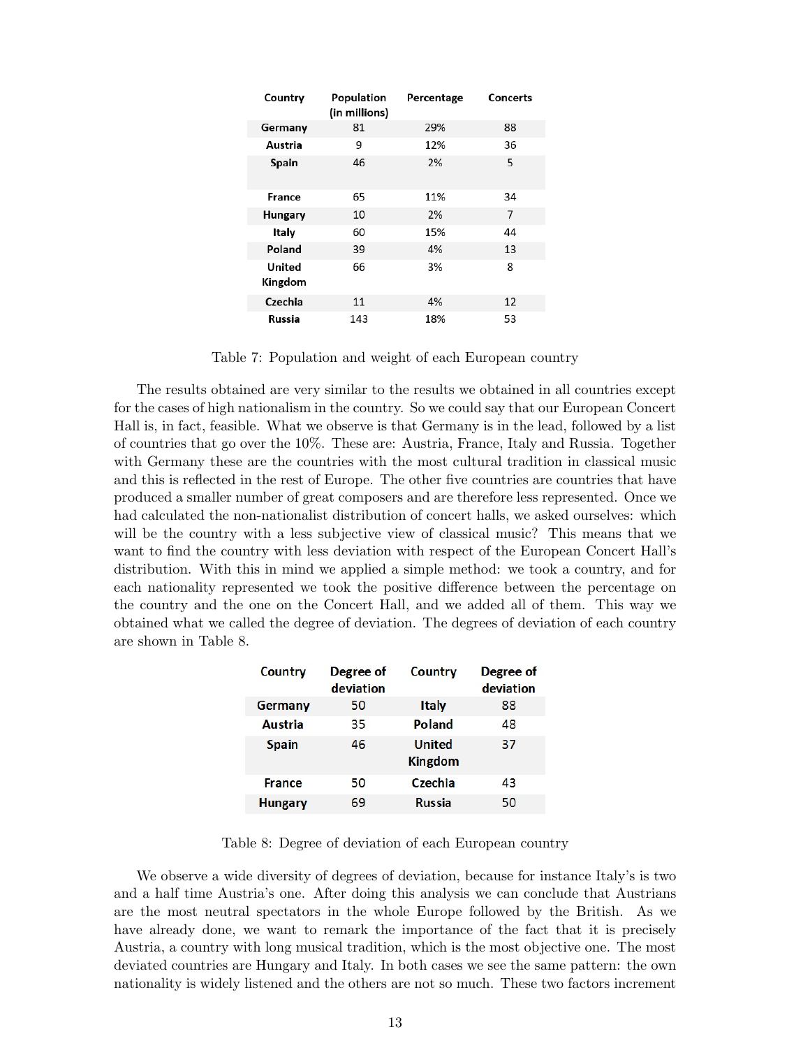| Country | Population (in millions) | Percentage | Concerts |
|---|---|---|---|
| Germany | 81 | 29% | 88 |
| Austria | 9 | 12% | 36 |
| Spain | 46 | 2% | 5 |
| France | 65 | 11% | 34 |
| Hungary | 10 | 2% | 7 |
| Italy | 60 | 15% | 44 |
| Poland | 39 | 4% | 13 |
| United Kingdom | 66 | 3% | 8 |
| Czechia | 11 | 4% | 12 |
| Russia | 143 | 18% | 53 |

Table 7: Population and weight of each European country

The results obtained are very similar to the results we obtained in all countries except for the cases of high nationalism in the country. So we could say that our European Concert Hall is, in fact, feasible. What we observe is that Germany is in the lead, followed by a list of countries that go over the 10%. These are: Austria, France, Italy and Russia. Together with Germany these are the countries with the most cultural tradition in classical music and this is reflected in the rest of Europe. The other five countries are countries that have produced a smaller number of great composers and are therefore less represented. Once we had calculated the non-nationalist distribution of concert halls, we asked ourselves: which will be the country with a less subjective view of classical music? This means that we want to find the country with less deviation with respect of the European Concert Hall's distribution. With this in mind we applied a simple method: we took a country, and for each nationality represented we took the positive difference between the percentage on the country and the one on the Concert Hall, and we added all of them. This way we obtained what we called the degree of deviation. The degrees of deviation of each country are shown in Table 8.

| Country | Degree of deviation | Country | Degree of deviation |
|---|---|---|---|
| Germany | 50 | Italy | 88 |
| Austria | 35 | Poland | 48 |
| Spain | 46 | United Kingdom | 37 |
| France | 50 | Czechia | 43 |
| Hungary | 69 | Russia | 50 |

Table 8: Degree of deviation of each European country

We observe a wide diversity of degrees of deviation, because for instance Italy's is two and a half time Austria's one. After doing this analysis we can conclude that Austrians are the most neutral spectators in the whole Europe followed by the British. As we have already done, we want to remark the importance of the fact that it is precisely Austria, a country with long musical tradition, which is the most objective one. The most deviated countries are Hungary and Italy. In both cases we see the same pattern: the own nationality is widely listened and the others are not so much. These two factors increment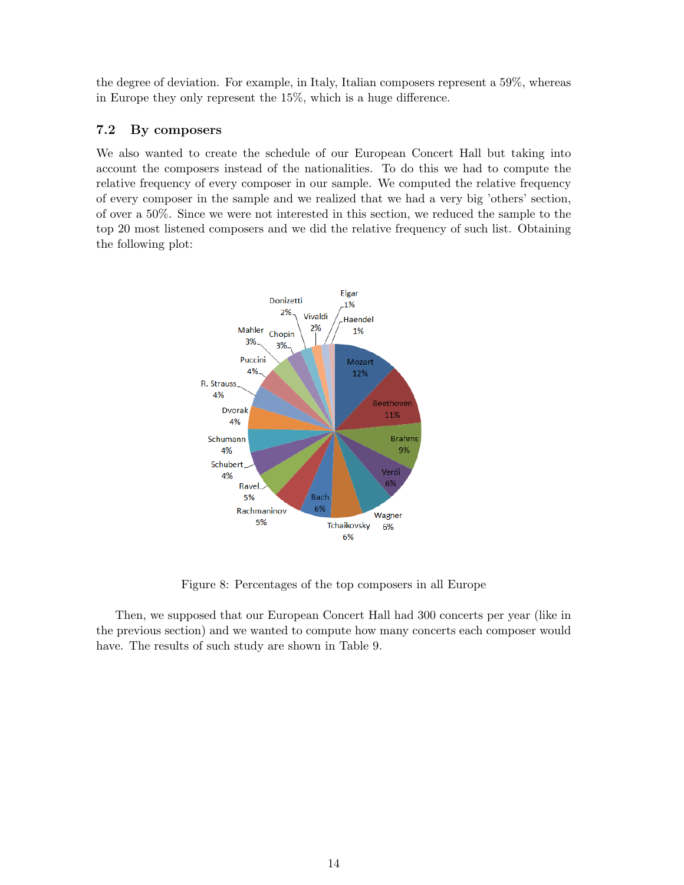the degree of deviation. For example, in Italy, Italian composers represent a 59%, whereas in Europe they only represent the 15%, which is a huge difference.

### 7.2 By composers

We also wanted to create the schedule of our European Concert Hall but taking into account the composers instead of the nationalities. To do this we had to compute the relative frequency of every composer in our sample. We computed the relative frequency of every composer in the sample and we realized that we had a very big 'others' section, of over a 50%. Since we were not interested in this section, we reduced the sample to the top 20 most listened composers and we did the relative frequency of such list. Obtaining the following plot:

Figure 8: Percentages of the top composers in all Europe

Then, we supposed that our European Concert Hall had 300 concerts per year (like in the previous section) and we wanted to compute how many concerts each composer would have. The results of such study are shown in Table 9.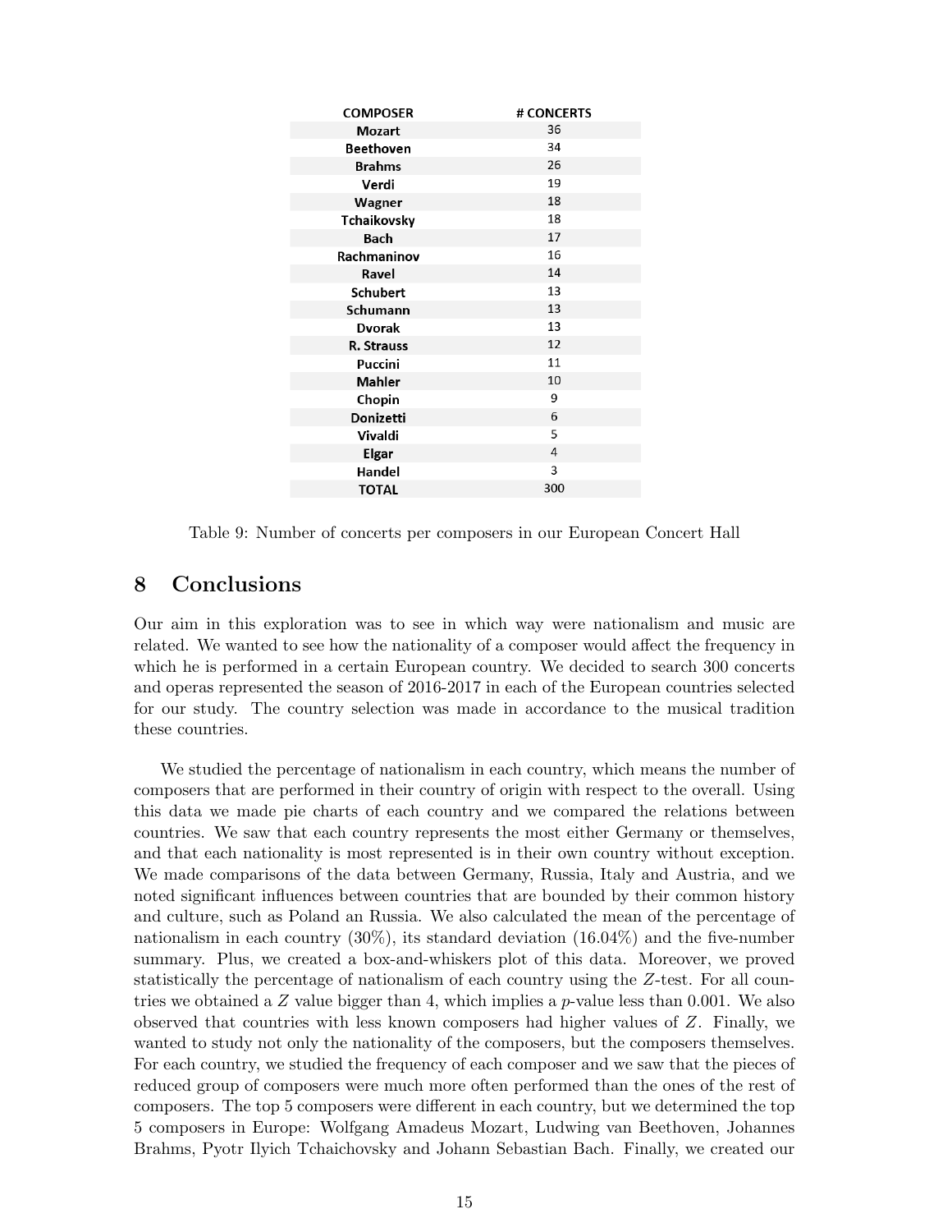| COMPOSER | # CONCERTS |
|---|---|
| Mozart | 36 |
| Beethoven | 34 |
| Brahms | 26 |
| Verdi | 19 |
| Wagner | 18 |
| Tchaikovsky | 18 |
| Bach | 17 |
| Rachmaninov | 16 |
| Ravel | 14 |
| Schubert | 13 |
| Schumann | 13 |
| Dvorak | 13 |
| R. Strauss | 12 |
| Puccini | 11 |
| Mahler | 10 |
| Chopin | 9 |
| Donizetti | 6 |
| Vivaldi | 5 |
| Elgar | 4 |
| Handel | 3 |
| TOTAL | 300 |

Table 9: Number of concerts per composers in our European Concert Hall

## 8 Conclusions

Our aim in this exploration was to see in which way were nationalism and music are related. We wanted to see how the nationality of a composer would affect the frequency in which he is performed in a certain European country. We decided to search 300 concerts and operas represented the season of 2016-2017 in each of the European countries selected for our study. The country selection was made in accordance to the musical tradition these countries.

We studied the percentage of nationalism in each country, which means the number of composers that are performed in their country of origin with respect to the overall. Using this data we made pie charts of each country and we compared the relations between countries. We saw that each country represents the most either Germany or themselves, and that each nationality is most represented is in their own country without exception. We made comparisons of the data between Germany, Russia, Italy and Austria, and we noted significant influences between countries that are bounded by their common history and culture, such as Poland an Russia. We also calculated the mean of the percentage of nationalism in each country (30%), its standard deviation (16.04%) and the five-number summary. Plus, we created a box-and-whiskers plot of this data. Moreover, we proved statistically the percentage of nationalism of each country using the $Z$-test. For all countries we obtained a $Z$ value bigger than 4, which implies a $p$-value less than 0.001. We also observed that countries with less known composers had higher values of $Z$. Finally, we wanted to study not only the nationality of the composers, but the composers themselves. For each country, we studied the frequency of each composer and we saw that the pieces of reduced group of composers were much more often performed than the ones of the rest of composers. The top 5 composers were different in each country, but we determined the top 5 composers in Europe: Wolfgang Amadeus Mozart, Ludwing van Beethoven, Johannes Brahms, Pyotr Ilyich Tchaichovsky and Johann Sebastian Bach. Finally, we created our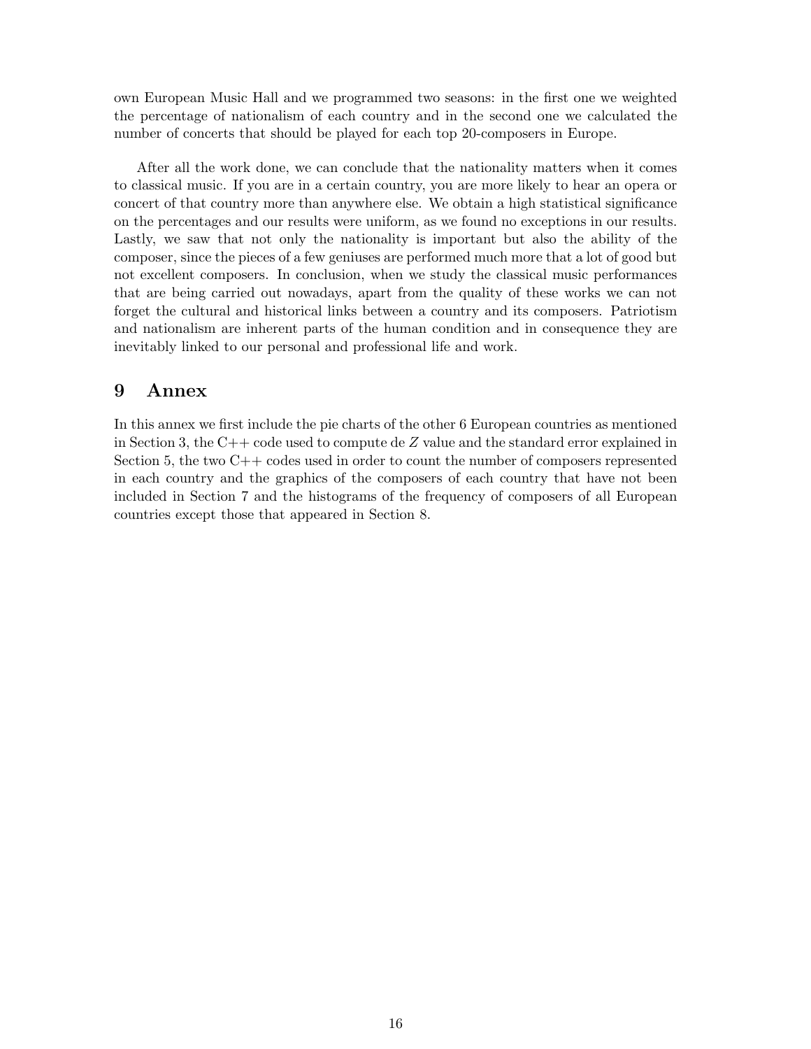own European Music Hall and we programmed two seasons: in the first one we weighted the percentage of nationalism of each country and in the second one we calculated the number of concerts that should be played for each top 20-composers in Europe.

After all the work done, we can conclude that the nationality matters when it comes to classical music. If you are in a certain country, you are more likely to hear an opera or concert of that country more than anywhere else. We obtain a high statistical significance on the percentages and our results were uniform, as we found no exceptions in our results. Lastly, we saw that not only the nationality is important but also the ability of the composer, since the pieces of a few geniuses are performed much more that a lot of good but not excellent composers. In conclusion, when we study the classical music performances that are being carried out nowadays, apart from the quality of these works we can not forget the cultural and historical links between a country and its composers. Patriotism and nationalism are inherent parts of the human condition and in consequence they are inevitably linked to our personal and professional life and work.

# 9 Annex

In this annex we first include the pie charts of the other 6 European countries as mentioned in Section 3, the C++ code used to compute de $Z$ value and the standard error explained in Section 5, the two C++ codes used in order to count the number of composers represented in each country and the graphics of the composers of each country that have not been included in Section 7 and the histograms of the frequency of composers of all European countries except those that appeared in Section 8.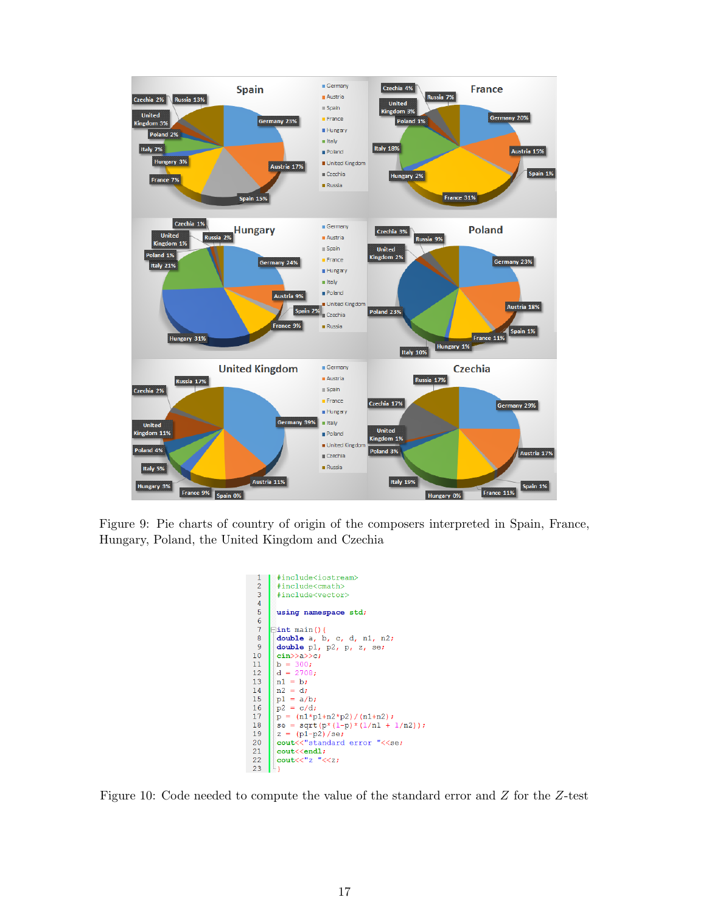Figure 9: Pie charts of country of origin of the composers interpreted in Spain, France, Hungary, Poland, the United Kingdom and Czechia

```
#include<iostream>
#include<cmath>
#include<vector>

using namespace std;

int main(){
double a, b, c, d, n1, n2;
double p1, p2, p, z, se;
cin>>a>>c;
b = 300;
d = 2708;
n1 = b;
n2 = d;
p1 = a/b;
p2 = c/d;
p = (n1*p1+n2*p2)/(n1+n2);
se = sqrt(p*(1-p)*(1/n1 + 1/n2));
z = (p1-p2)/se;
cout<<"standard error "<<se;
cout<<endl;
cout<<"z "<<z;
}
```

Figure 10: Code needed to compute the value of the standard error and $Z$ for the $Z$-test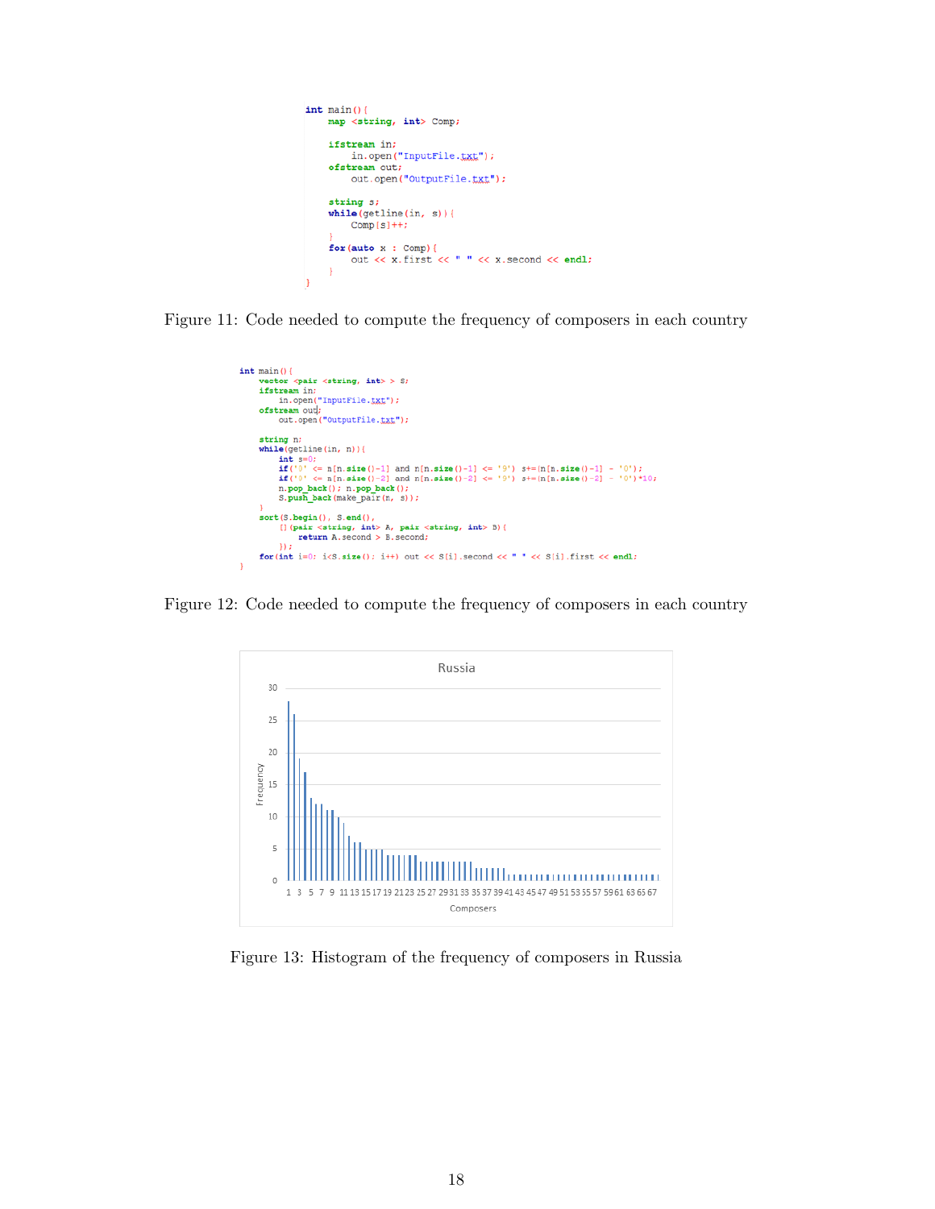```cpp
int main(){
    map <string, int> Comp;

    ifstream in;
        in.open("InputFile.txt");
    ofstream out;
        out.open("OutputFile.txt");

    string s;
    while(getline(in, s)){
        Comp[s]++;
    }
    for(auto x : Comp){
        out << x.first << " " << x.second << endl;
    }
}
```

Figure 11: Code needed to compute the frequency of composers in each country

```cpp
int main(){
    vector <pair <string, int> > S;
    ifstream in;
        in.open("InputFile.txt");
    ofstream out;
        out.open("OutputFile.txt");

    string n;
    while(getline(in, n)){
        int s=0;
        if('0' <= n[n.size()-1] and n[n.size()-1] <= '9') s+=(n[n.size()-1] - '0');
        if('0' <= n[n.size()-2] and n[n.size()-2] <= '9') s+=(n[n.size()-2] - '0')*10;
        n.pop_back(); n.pop_back();
        S.push_back(make_pair(n, s));
    }
    sort(S.begin(), S.end(),
        [](pair <string, int> A, pair <string, int> B){
            return A.second > B.second;
        });
    for(int i=0; i<S.size(); i++) out << S[i].second << " " << S[i].first << endl;
}
```

Figure 12: Code needed to compute the frequency of composers in each country

Figure 13: Histogram of the frequency of composers in Russia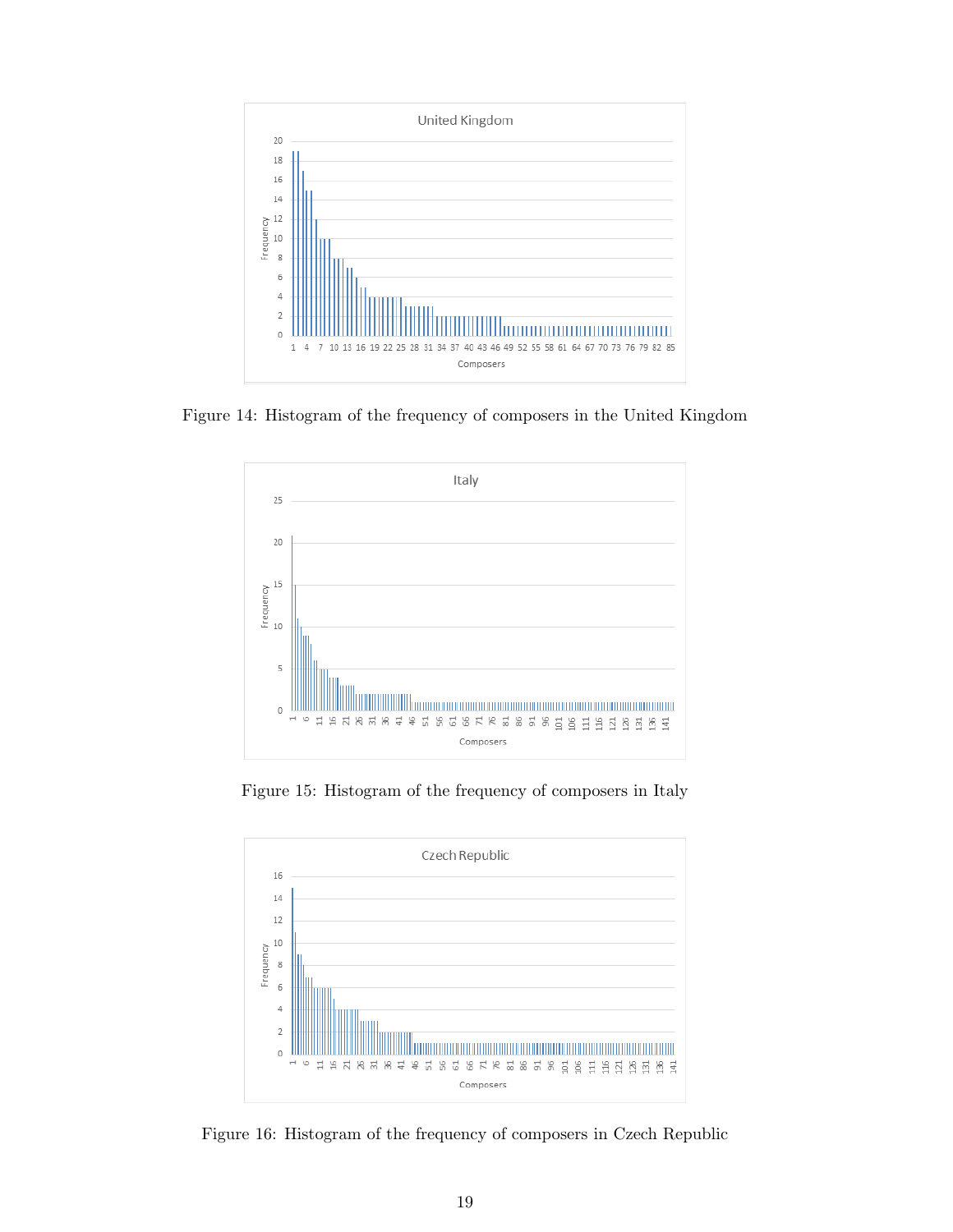Figure 14: Histogram of the frequency of composers in the United Kingdom

Figure 15: Histogram of the frequency of composers in Italy

Figure 16: Histogram of the frequency of composers in Czech Republic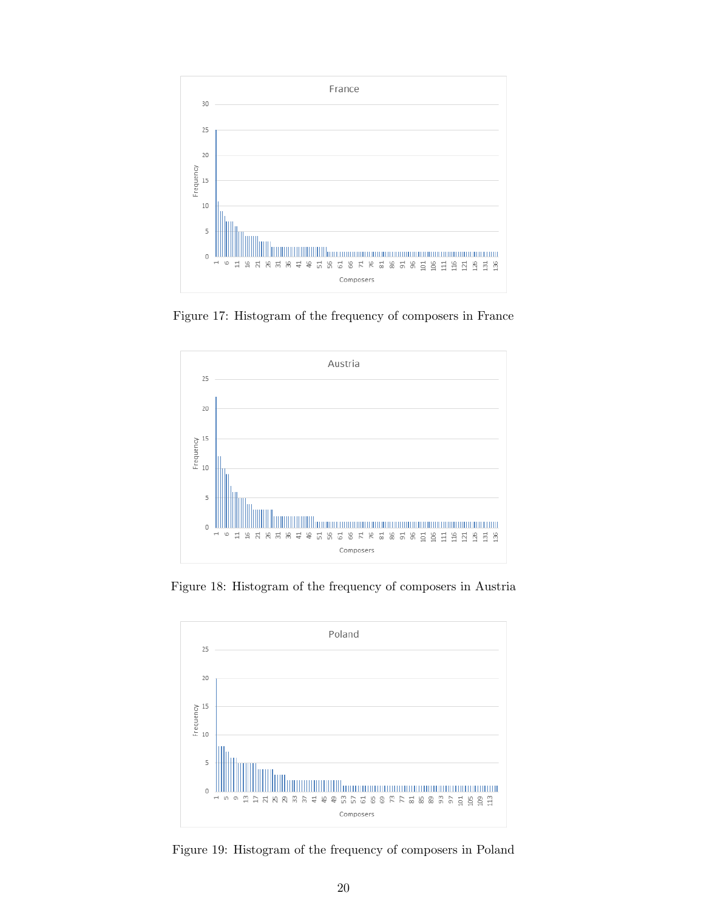Figure 17: Histogram of the frequency of composers in France

Figure 18: Histogram of the frequency of composers in Austria

Figure 19: Histogram of the frequency of composers in Poland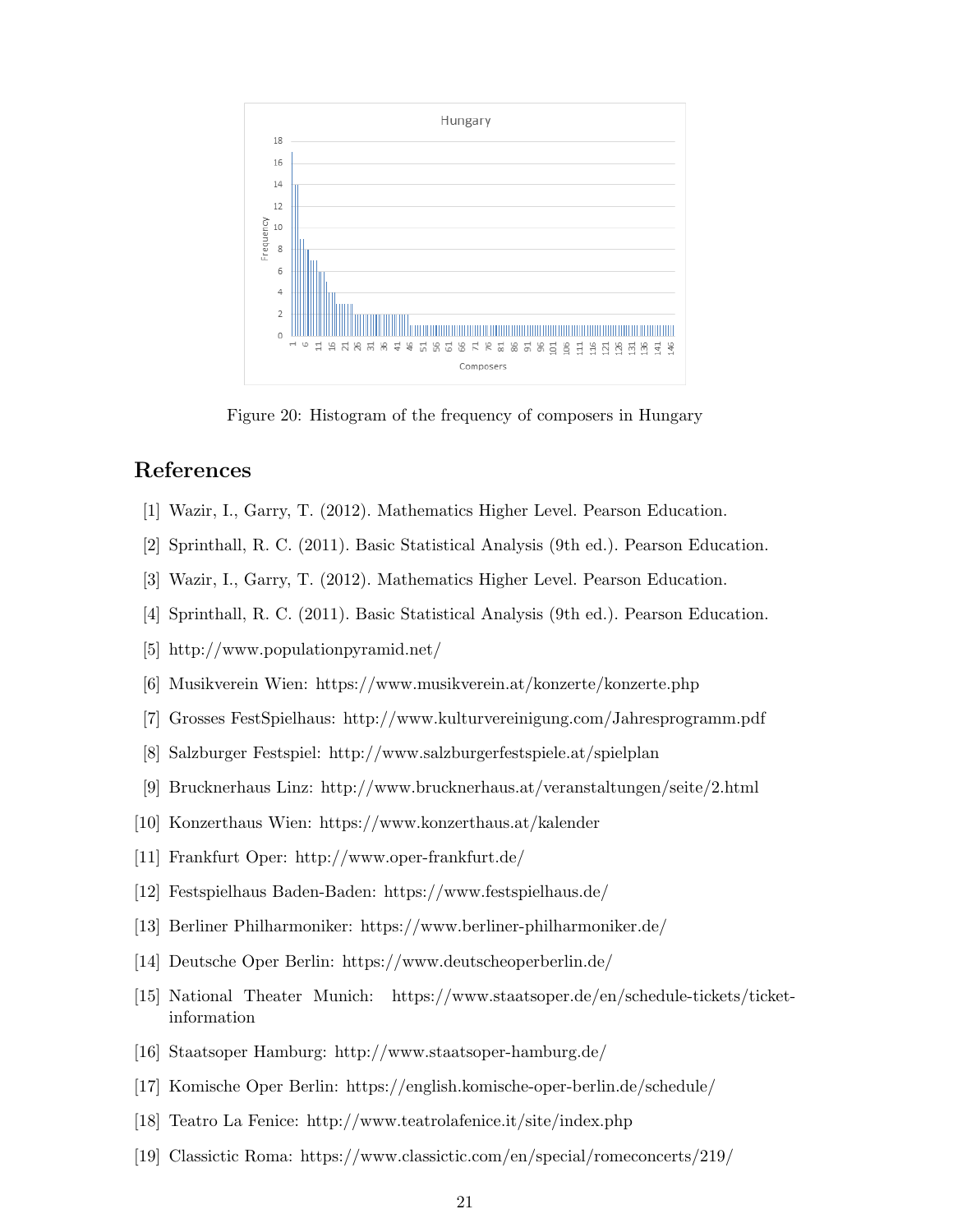Figure 20: Histogram of the frequency of composers in Hungary

## References

[1] Wazir, I., Garry, T. (2012). Mathematics Higher Level. Pearson Education.

[2] Sprinthall, R. C. (2011). Basic Statistical Analysis (9th ed.). Pearson Education.

[3] Wazir, I., Garry, T. (2012). Mathematics Higher Level. Pearson Education.

[4] Sprinthall, R. C. (2011). Basic Statistical Analysis (9th ed.). Pearson Education.

[5] http://www.populationpyramid.net/

[6] Musikverein Wien: https://www.musikverein.at/konzerte/konzerte.php

[7] Grosses FestSpielhaus: http://www.kulturvereinigung.com/Jahresprogramm.pdf

[8] Salzburger Festspiel: http://www.salzburgerfestspiele.at/spielplan

[9] Brucknerhaus Linz: http://www.brucknerhaus.at/veranstaltungen/seite/2.html

[10] Konzerthaus Wien: https://www.konzerthaus.at/kalender

[11] Frankfurt Oper: http://www.oper-frankfurt.de/

[12] Festspielhaus Baden-Baden: https://www.festspielhaus.de/

[13] Berliner Philharmoniker: https://www.berliner-philharmoniker.de/

[14] Deutsche Oper Berlin: https://www.deutscheoperberlin.de/

[15] National Theater Munich: https://www.staatsoper.de/en/schedule-tickets/ticket-information

[16] Staatsoper Hamburg: http://www.staatsoper-hamburg.de/

[17] Komische Oper Berlin: https://english.komische-oper-berlin.de/schedule/

[18] Teatro La Fenice: http://www.teatrolafenice.it/site/index.php

[19] Classictic Roma: https://www.classictic.com/en/special/romeconcerts/219/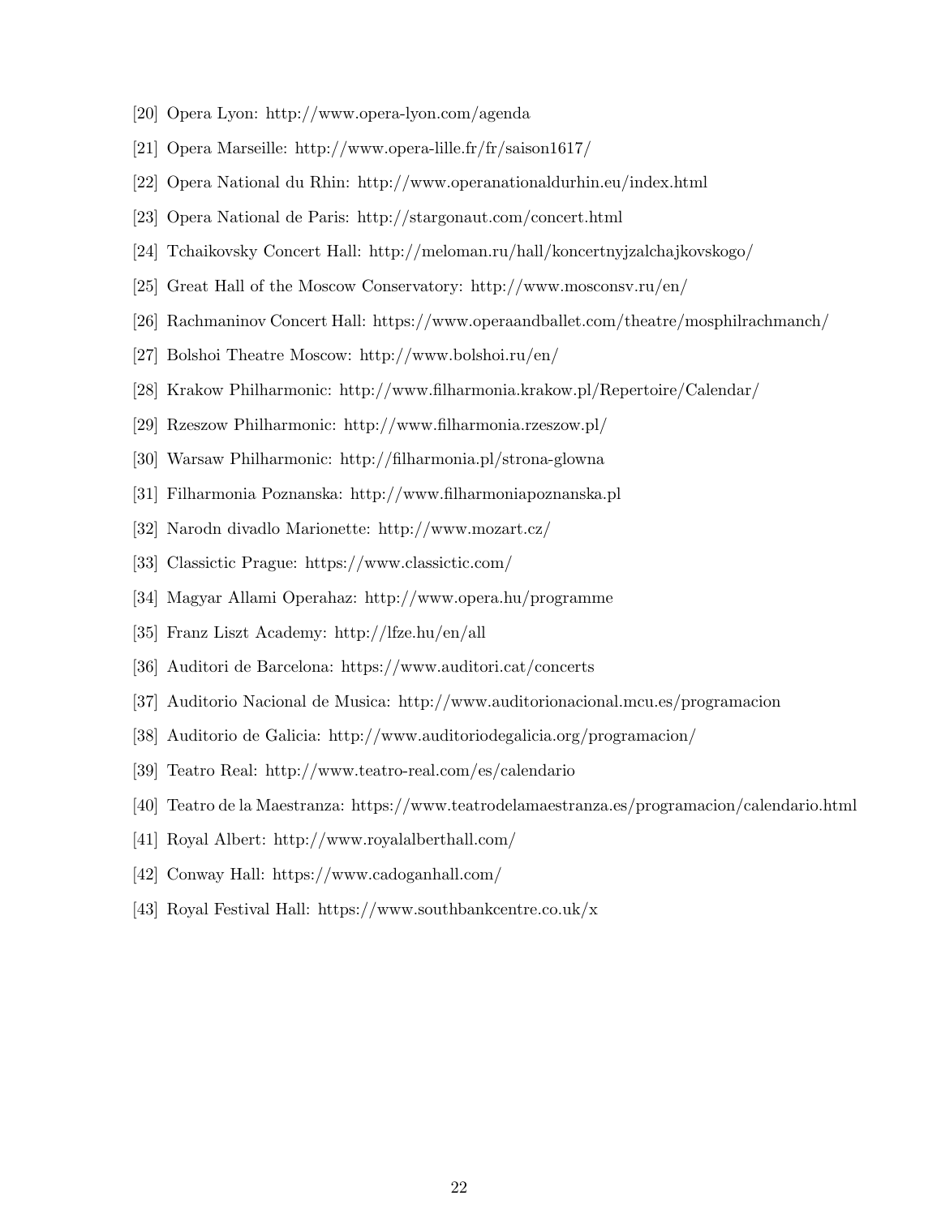[20] Opera Lyon: http://www.opera-lyon.com/agenda

[21] Opera Marseille: http://www.opera-lille.fr/fr/saison1617/

[22] Opera National du Rhin: http://www.operanationaldurhin.eu/index.html

[23] Opera National de Paris: http://stargonaut.com/concert.html

[24] Tchaikovsky Concert Hall: http://meloman.ru/hall/koncertnyjzalchajkovskogo/

[25] Great Hall of the Moscow Conservatory: http://www.mosconsv.ru/en/

[26] Rachmaninov Concert Hall: https://www.operaandballet.com/theatre/mosphilrachmanch/

[27] Bolshoi Theatre Moscow: http://www.bolshoi.ru/en/

[28] Krakow Philharmonic: http://www.filharmonia.krakow.pl/Repertoire/Calendar/

[29] Rzeszow Philharmonic: http://www.filharmonia.rzeszow.pl/

[30] Warsaw Philharmonic: http://filharmonia.pl/strona-glowna

[31] Filharmonia Poznanska: http://www.filharmoniapoznanska.pl

[32] Narodn divadlo Marionette: http://www.mozart.cz/

[33] Classictic Prague: https://www.classictic.com/

[34] Magyar Allami Operahaz: http://www.opera.hu/programme

[35] Franz Liszt Academy: http://lfze.hu/en/all

[36] Auditori de Barcelona: https://www.auditori.cat/concerts

[37] Auditorio Nacional de Musica: http://www.auditorionacional.mcu.es/programacion

[38] Auditorio de Galicia: http://www.auditoriodegalicia.org/programacion/

[39] Teatro Real: http://www.teatro-real.com/es/calendario

[40] Teatro de la Maestranza: https://www.teatrodelamaestranza.es/programacion/calendario.html

[41] Royal Albert: http://www.royalalberthall.com/

[42] Conway Hall: https://www.cadoganhall.com/

[43] Royal Festival Hall: https://www.southbankcentre.co.uk/x